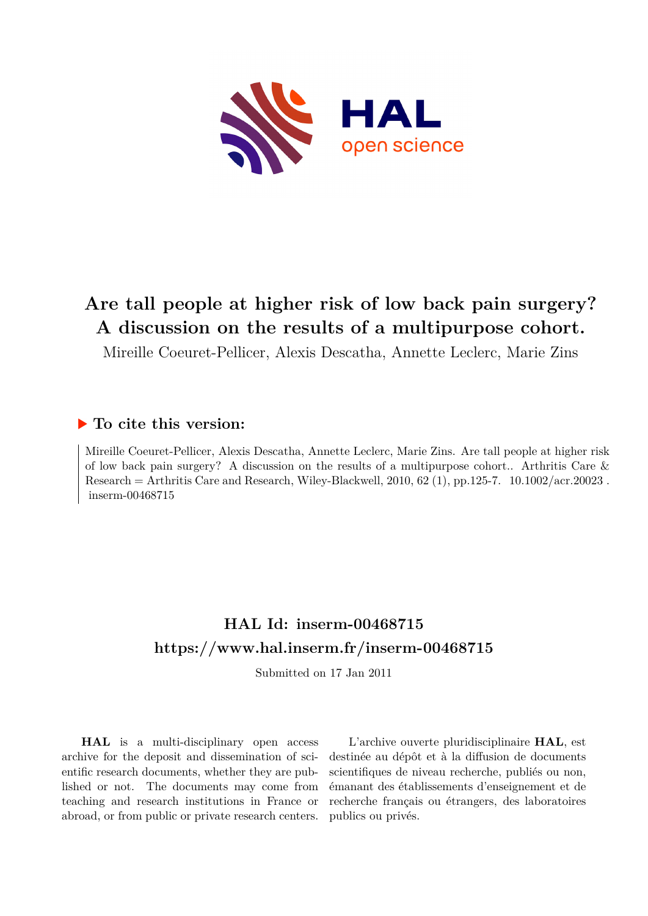# Are tall people at higher risk of low back pain surgery? A discussion on the results of a multipurpose cohort.

Mireille Coeuret-Pellicer, Alexis Descatha, Annette Leclerc, Marie Zins

## ▶ To cite this version:

Mireille Coeuret-Pellicer, Alexis Descatha, Annette Leclerc, Marie Zins. Are tall people at higher risk of low back pain surgery? A discussion on the results of a multipurpose cohort.. Arthritis Care & Research = Arthritis Care and Research, Wiley-Blackwell, 2010, 62 (1), pp.125-7. 10.1002/acr.20023 . inserm-00468715

## HAL Id: inserm-00468715
## https://www.hal.inserm.fr/inserm-00468715

Submitted on 17 Jan 2011

**HAL** is a multi-disciplinary open access archive for the deposit and dissemination of scientific research documents, whether they are published or not. The documents may come from teaching and research institutions in France or abroad, or from public or private research centers.

L'archive ouverte pluridisciplinaire **HAL**, est destinée au dépôt et à la diffusion de documents scientifiques de niveau recherche, publiés ou non, émanant des établissements d'enseignement et de recherche français ou étrangers, des laboratoires publics ou privés.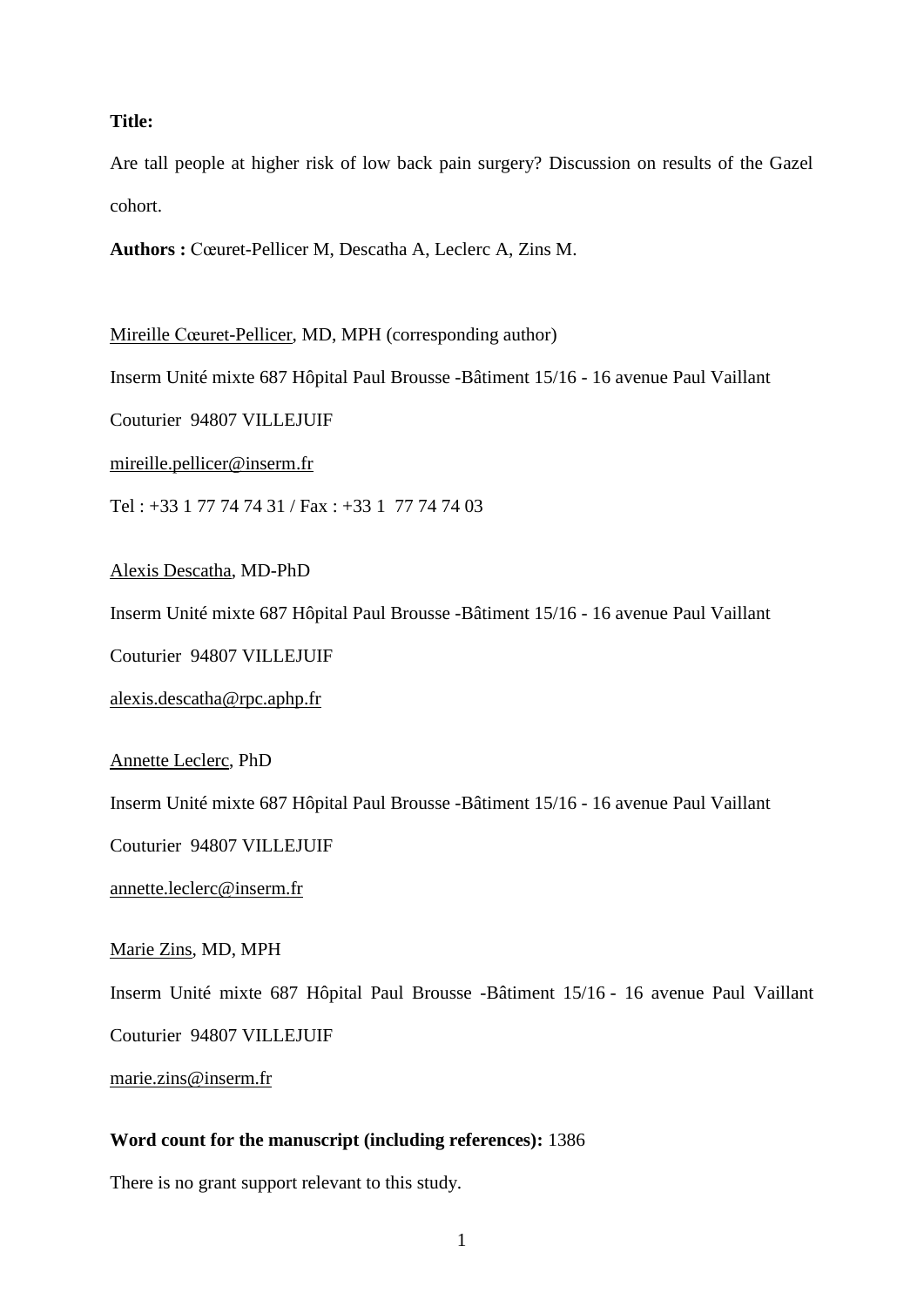**Title:**

Are tall people at higher risk of low back pain surgery? Discussion on results of the Gazel cohort.

**Authors :** Cœuret-Pellicer M, Descatha A, Leclerc A, Zins M.

Mireille Cœuret-Pellicer, MD, MPH (corresponding author)

Inserm Unité mixte 687 Hôpital Paul Brousse -Bâtiment 15/16 - 16 avenue Paul Vaillant Couturier 94807 VILLEJUIF

mireille.pellicer@inserm.fr

Tel : +33 1 77 74 74 31 / Fax : +33 1 77 74 74 03

Alexis Descatha, MD-PhD

Inserm Unité mixte 687 Hôpital Paul Brousse -Bâtiment 15/16 - 16 avenue Paul Vaillant Couturier 94807 VILLEJUIF

alexis.descatha@rpc.aphp.fr

Annette Leclerc, PhD

Inserm Unité mixte 687 Hôpital Paul Brousse -Bâtiment 15/16 - 16 avenue Paul Vaillant Couturier 94807 VILLEJUIF

annette.leclerc@inserm.fr

Marie Zins, MD, MPH

Inserm Unité mixte 687 Hôpital Paul Brousse -Bâtiment 15/16 - 16 avenue Paul Vaillant Couturier 94807 VILLEJUIF

marie.zins@inserm.fr

**Word count for the manuscript (including references):** 1386

There is no grant support relevant to this study.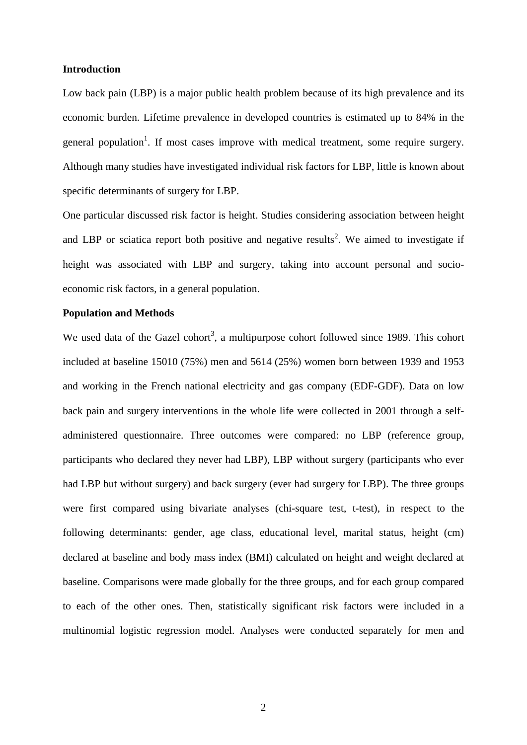## Introduction

Low back pain (LBP) is a major public health problem because of its high prevalence and its economic burden. Lifetime prevalence in developed countries is estimated up to 84% in the general population[1]. If most cases improve with medical treatment, some require surgery. Although many studies have investigated individual risk factors for LBP, little is known about specific determinants of surgery for LBP.

One particular discussed risk factor is height. Studies considering association between height and LBP or sciatica report both positive and negative results[2]. We aimed to investigate if height was associated with LBP and surgery, taking into account personal and socio-economic risk factors, in a general population.

## Population and Methods

We used data of the Gazel cohort[3], a multipurpose cohort followed since 1989. This cohort included at baseline 15010 (75%) men and 5614 (25%) women born between 1939 and 1953 and working in the French national electricity and gas company (EDF-GDF). Data on low back pain and surgery interventions in the whole life were collected in 2001 through a self-administered questionnaire. Three outcomes were compared: no LBP (reference group, participants who declared they never had LBP), LBP without surgery (participants who ever had LBP but without surgery) and back surgery (ever had surgery for LBP). The three groups were first compared using bivariate analyses (chi-square test, t-test), in respect to the following determinants: gender, age class, educational level, marital status, height (cm) declared at baseline and body mass index (BMI) calculated on height and weight declared at baseline. Comparisons were made globally for the three groups, and for each group compared to each of the other ones. Then, statistically significant risk factors were included in a multinomial logistic regression model. Analyses were conducted separately for men and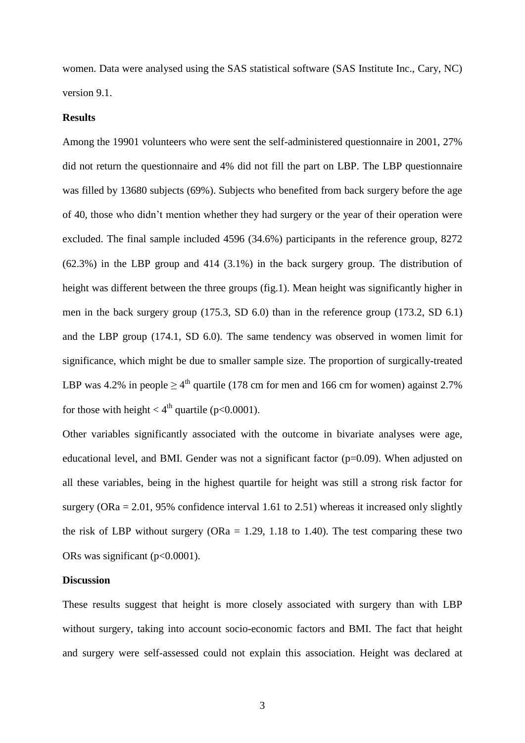women. Data were analysed using the SAS statistical software (SAS Institute Inc., Cary, NC) version 9.1.

**Results**

Among the 19901 volunteers who were sent the self-administered questionnaire in 2001, 27% did not return the questionnaire and 4% did not fill the part on LBP. The LBP questionnaire was filled by 13680 subjects (69%). Subjects who benefited from back surgery before the age of 40, those who didn't mention whether they had surgery or the year of their operation were excluded. The final sample included 4596 (34.6%) participants in the reference group, 8272 (62.3%) in the LBP group and 414 (3.1%) in the back surgery group. The distribution of height was different between the three groups (fig.1). Mean height was significantly higher in men in the back surgery group (175.3, SD 6.0) than in the reference group (173.2, SD 6.1) and the LBP group (174.1, SD 6.0). The same tendency was observed in women limit for significance, which might be due to smaller sample size. The proportion of surgically-treated LBP was 4.2% in people $\geq 4^{th}$ quartile (178 cm for men and 166 cm for women) against 2.7% for those with height $< 4^{th}$ quartile ($p<0.0001$).

Other variables significantly associated with the outcome in bivariate analyses were age, educational level, and BMI. Gender was not a significant factor ($p=0.09$). When adjusted on all these variables, being in the highest quartile for height was still a strong risk factor for surgery (ORa = 2.01, 95% confidence interval 1.61 to 2.51) whereas it increased only slightly the risk of LBP without surgery (ORa = 1.29, 1.18 to 1.40). The test comparing these two ORs was significant ($p<0.0001$).

**Discussion**

These results suggest that height is more closely associated with surgery than with LBP without surgery, taking into account socio-economic factors and BMI. The fact that height and surgery were self-assessed could not explain this association. Height was declared at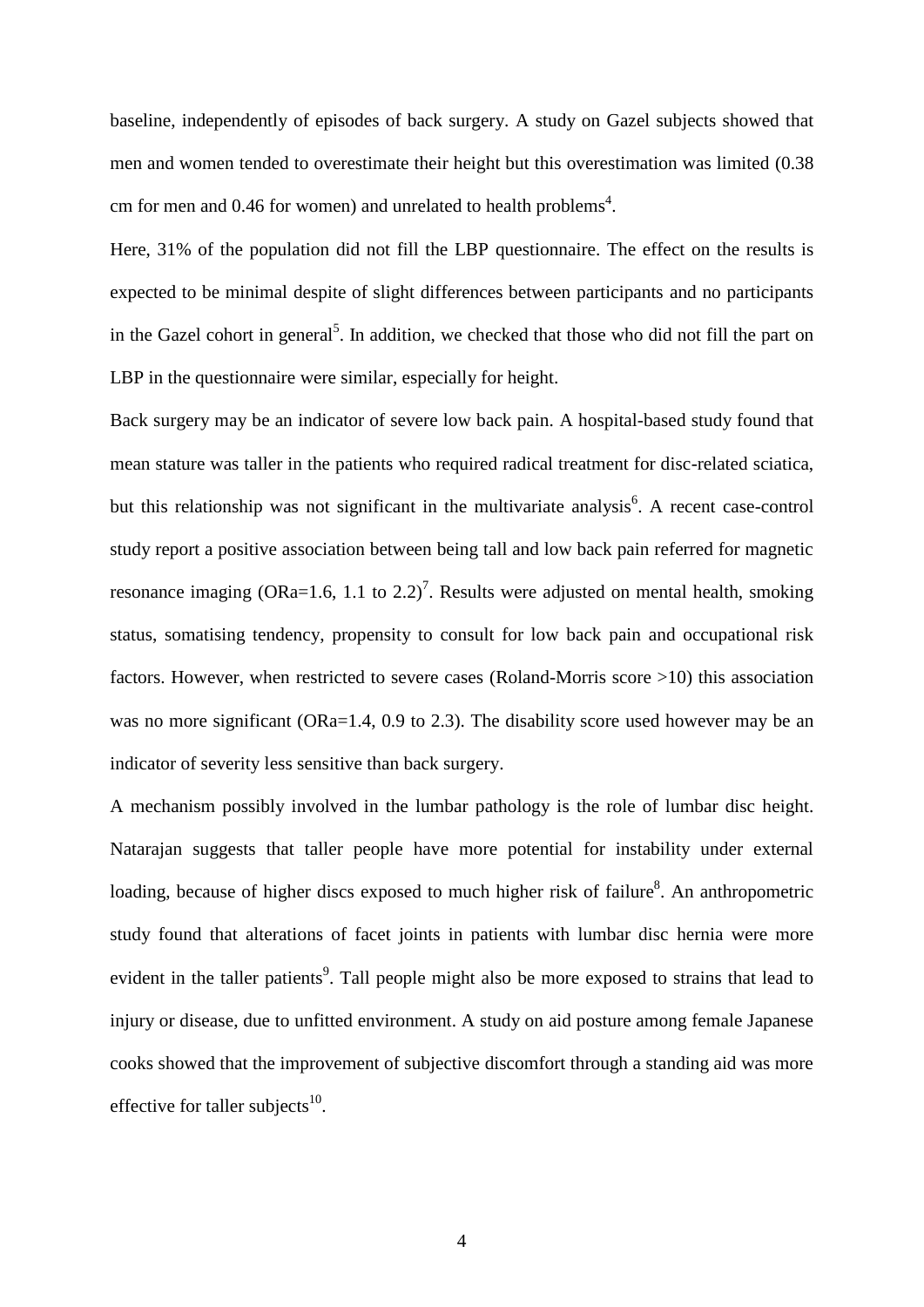baseline, independently of episodes of back surgery. A study on Gazel subjects showed that men and women tended to overestimate their height but this overestimation was limited (0.38 cm for men and 0.46 for women) and unrelated to health problems[4].

Here, 31% of the population did not fill the LBP questionnaire. The effect on the results is expected to be minimal despite of slight differences between participants and no participants in the Gazel cohort in general[5]. In addition, we checked that those who did not fill the part on LBP in the questionnaire were similar, especially for height.

Back surgery may be an indicator of severe low back pain. A hospital-based study found that mean stature was taller in the patients who required radical treatment for disc-related sciatica, but this relationship was not significant in the multivariate analysis[6]. A recent case-control study report a positive association between being tall and low back pain referred for magnetic resonance imaging (ORa=1.6, 1.1 to 2.2)[7]. Results were adjusted on mental health, smoking status, somatising tendency, propensity to consult for low back pain and occupational risk factors. However, when restricted to severe cases (Roland-Morris score >10) this association was no more significant (ORa=1.4, 0.9 to 2.3). The disability score used however may be an indicator of severity less sensitive than back surgery.

A mechanism possibly involved in the lumbar pathology is the role of lumbar disc height. Natarajan suggests that taller people have more potential for instability under external loading, because of higher discs exposed to much higher risk of failure[8]. An anthropometric study found that alterations of facet joints in patients with lumbar disc hernia were more evident in the taller patients[9]. Tall people might also be more exposed to strains that lead to injury or disease, due to unfitted environment. A study on aid posture among female Japanese cooks showed that the improvement of subjective discomfort through a standing aid was more effective for taller subjects[10].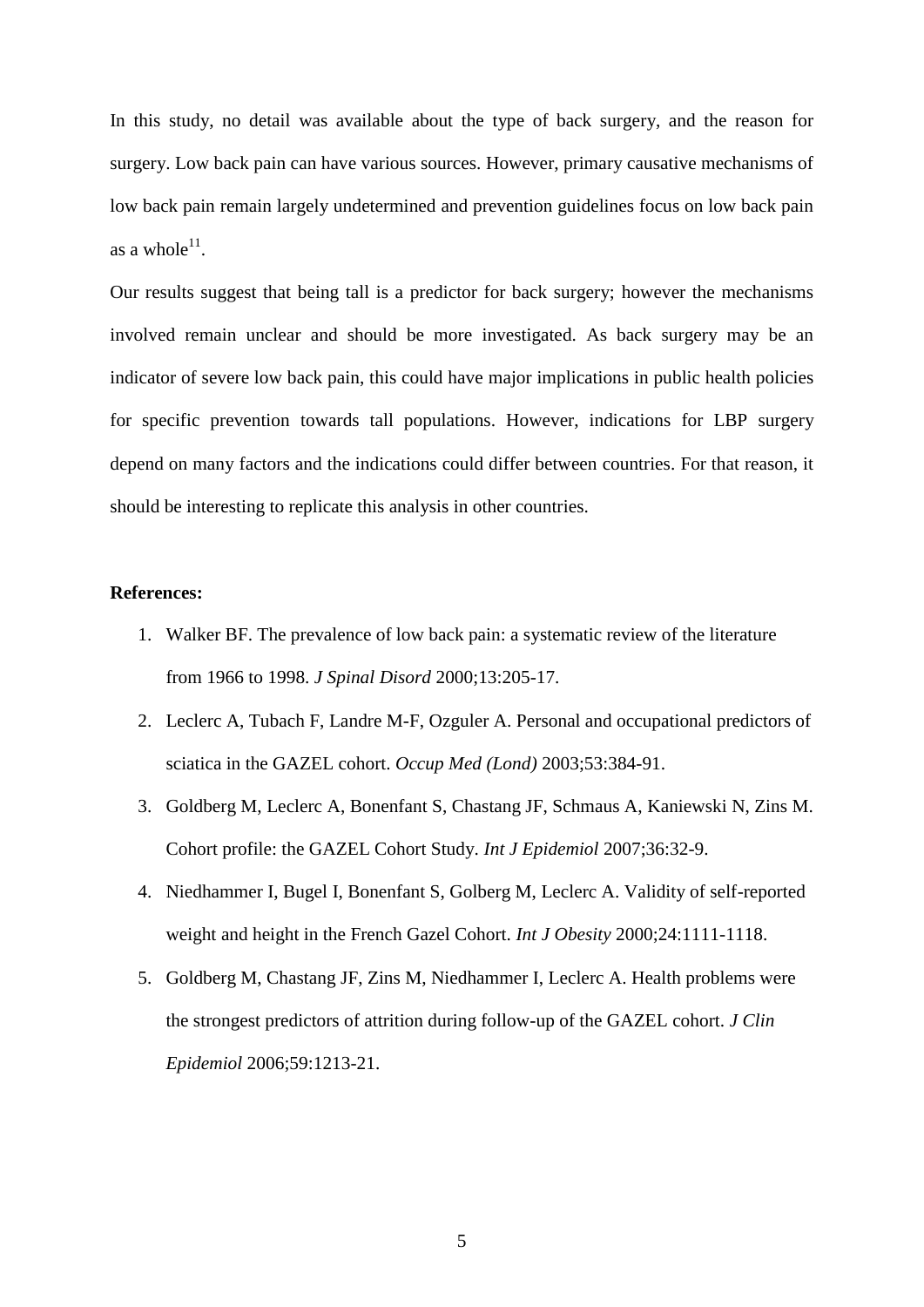In this study, no detail was available about the type of back surgery, and the reason for surgery. Low back pain can have various sources. However, primary causative mechanisms of low back pain remain largely undetermined and prevention guidelines focus on low back pain as a whole[11].

Our results suggest that being tall is a predictor for back surgery; however the mechanisms involved remain unclear and should be more investigated. As back surgery may be an indicator of severe low back pain, this could have major implications in public health policies for specific prevention towards tall populations. However, indications for LBP surgery depend on many factors and the indications could differ between countries. For that reason, it should be interesting to replicate this analysis in other countries.

**References:**

1. Walker BF. The prevalence of low back pain: a systematic review of the literature from 1966 to 1998. *J Spinal Disord* 2000;13:205-17.
2. Leclerc A, Tubach F, Landre M-F, Ozguler A. Personal and occupational predictors of sciatica in the GAZEL cohort. *Occup Med (Lond)* 2003;53:384-91.
3. Goldberg M, Leclerc A, Bonenfant S, Chastang JF, Schmaus A, Kaniewski N, Zins M. Cohort profile: the GAZEL Cohort Study. *Int J Epidemiol* 2007;36:32-9.
4. Niedhammer I, Bugel I, Bonenfant S, Golberg M, Leclerc A. Validity of self-reported weight and height in the French Gazel Cohort. *Int J Obesity* 2000;24:1111-1118.
5. Goldberg M, Chastang JF, Zins M, Niedhammer I, Leclerc A. Health problems were the strongest predictors of attrition during follow-up of the GAZEL cohort. *J Clin Epidemiol* 2006;59:1213-21.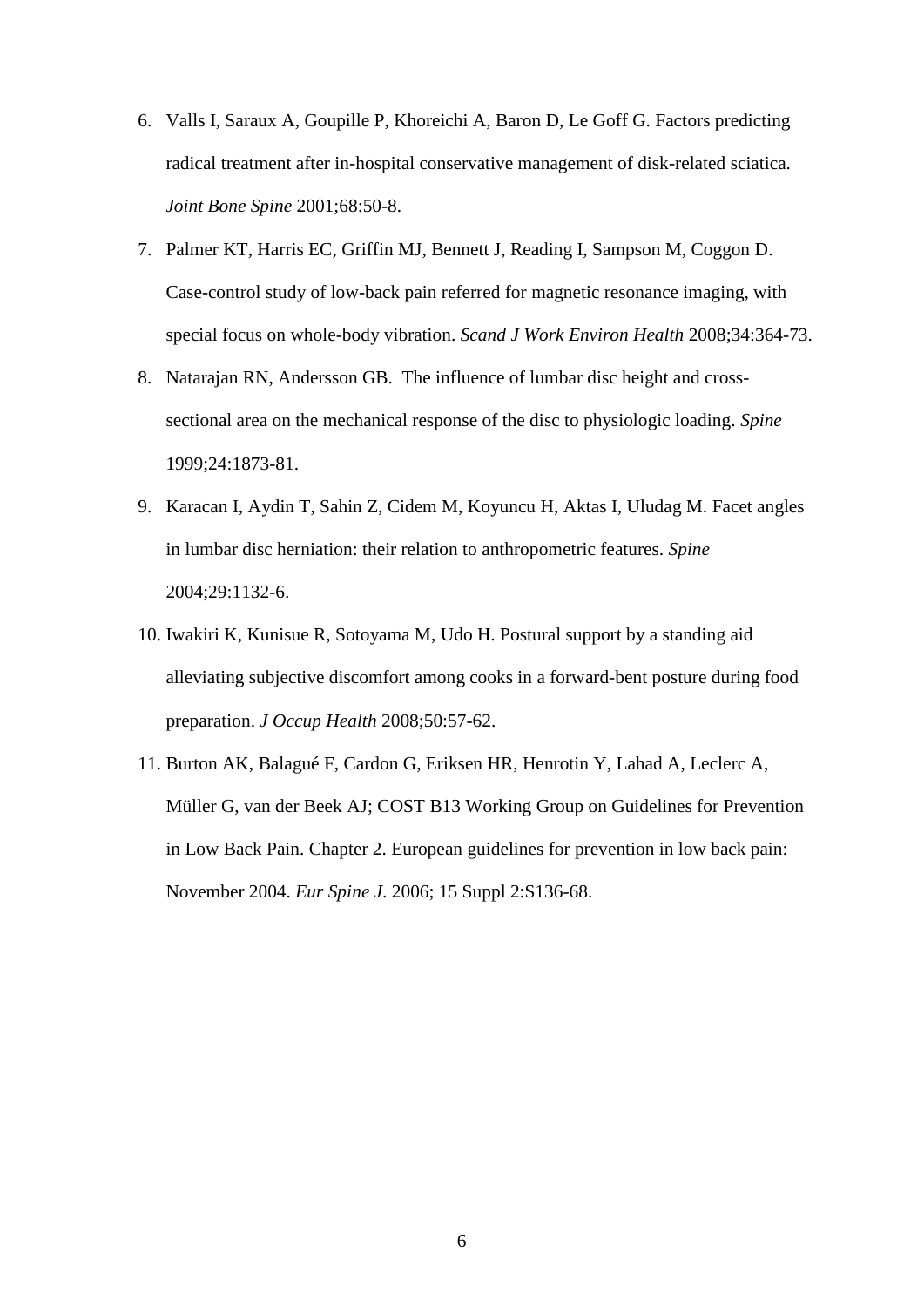6. Valls I, Saraux A, Goupille P, Khoreichi A, Baron D, Le Goff G. Factors predicting radical treatment after in-hospital conservative management of disk-related sciatica. *Joint Bone Spine* 2001;68:50-8.
7. Palmer KT, Harris EC, Griffin MJ, Bennett J, Reading I, Sampson M, Coggon D. Case-control study of low-back pain referred for magnetic resonance imaging, with special focus on whole-body vibration. *Scand J Work Environ Health* 2008;34:364-73.
8. Natarajan RN, Andersson GB. The influence of lumbar disc height and cross-sectional area on the mechanical response of the disc to physiologic loading. *Spine* 1999;24:1873-81.
9. Karacan I, Aydin T, Sahin Z, Cidem M, Koyuncu H, Aktas I, Uludag M. Facet angles in lumbar disc herniation: their relation to anthropometric features. *Spine* 2004;29:1132-6.
10. Iwakiri K, Kunisue R, Sotoyama M, Udo H. Postural support by a standing aid alleviating subjective discomfort among cooks in a forward-bent posture during food preparation. *J Occup Health* 2008;50:57-62.
11. Burton AK, Balagué F, Cardon G, Eriksen HR, Henrotin Y, Lahad A, Leclerc A, Müller G, van der Beek AJ; COST B13 Working Group on Guidelines for Prevention in Low Back Pain. Chapter 2. European guidelines for prevention in low back pain: November 2004. *Eur Spine J*. 2006; 15 Suppl 2:S136-68.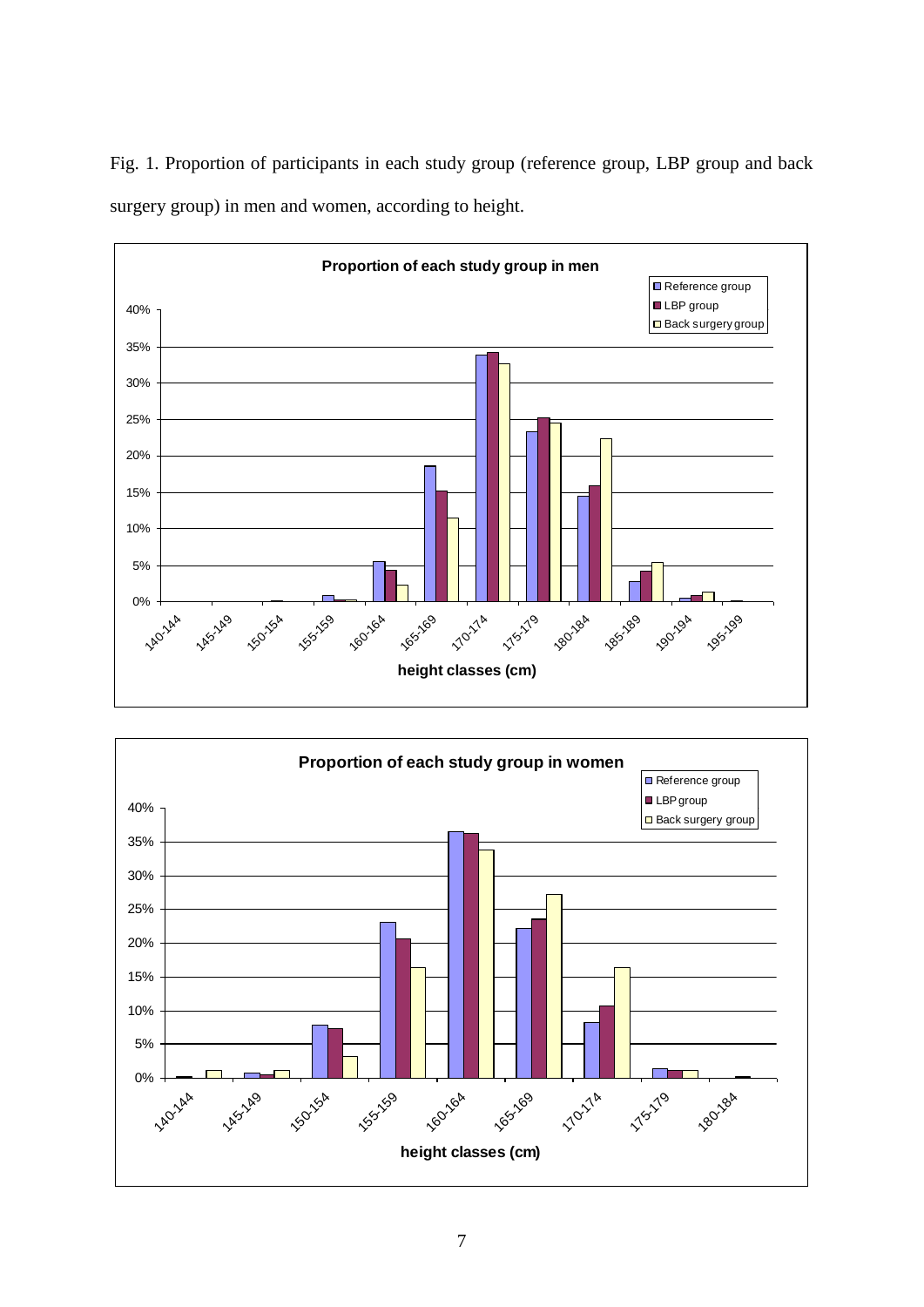Fig. 1. Proportion of participants in each study group (reference group, LBP group and back surgery group) in men and women, according to height.

Proportion of each study group in men

Reference group
LBP group
Back surgery group

40%
35%
30%
25%
20%
15%
10%
5%
0%

140-144
145-149
150-154
155-159
160-164
165-169
170-174
175-179
180-184
185-189
190-194
195-199

height classes (cm)

Proportion of each study group in women

Reference group
LBP group
Back surgery group

40%
35%
30%
25%
20%
15%
10%
5%
0%

140-144
145-149
150-154
155-159
160-164
165-169
170-174
175-179
180-184

height classes (cm)